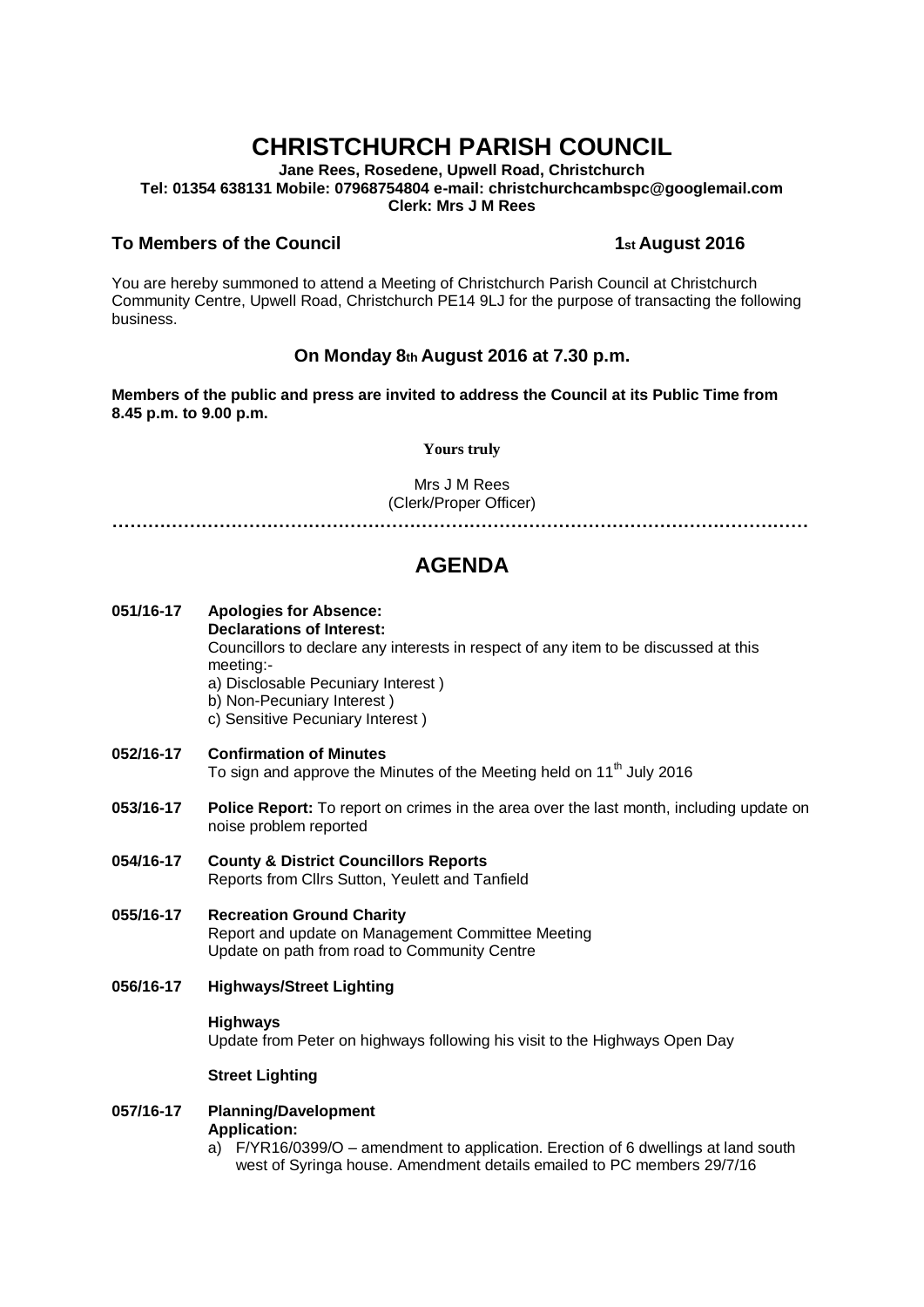# CHRISTCHURCH PARISH COUNCIL

**Jane Rees, Rosedene, Upwell Road, Christchurch**
**Tel: 01354 638131 Mobile: 07968754804 e-mail: christchurchcambspc@googlemail.com**
**Clerk: Mrs J M Rees**

**To Members of the Council** **1st August 2016**

You are hereby summoned to attend a Meeting of Christchurch Parish Council at Christchurch Community Centre, Upwell Road, Christchurch PE14 9LJ for the purpose of transacting the following business.

### On Monday 8th August 2016 at 7.30 p.m.

**Members of the public and press are invited to address the Council at its Public Time from 8.45 p.m. to 9.00 p.m.**

**Yours truly**

Mrs J M Rees
(Clerk/Proper Officer)

…………………………………………………………………………………………………

## AGENDA

**051/16-17** **Apologies for Absence:**
**Declarations of Interest:**
Councillors to declare any interests in respect of any item to be discussed at this meeting:-
a) Disclosable Pecuniary Interest )
b) Non-Pecuniary Interest )
c) Sensitive Pecuniary Interest )

**052/16-17** **Confirmation of Minutes**
To sign and approve the Minutes of the Meeting held on 11th July 2016

**053/16-17** **Police Report:** To report on crimes in the area over the last month, including update on noise problem reported

**054/16-17** **County & District Councillors Reports**
Reports from Cllrs Sutton, Yeulett and Tanfield

**055/16-17** **Recreation Ground Charity**
Report and update on Management Committee Meeting
Update on path from road to Community Centre

**056/16-17** **Highways/Street Lighting**

**Highways**
Update from Peter on highways following his visit to the Highways Open Day

**Street Lighting**

**057/16-17** **Planning/Davelopment**
**Application:**
a) F/YR16/0399/O – amendment to application. Erection of 6 dwellings at land south west of Syringa house. Amendment details emailed to PC members 29/7/16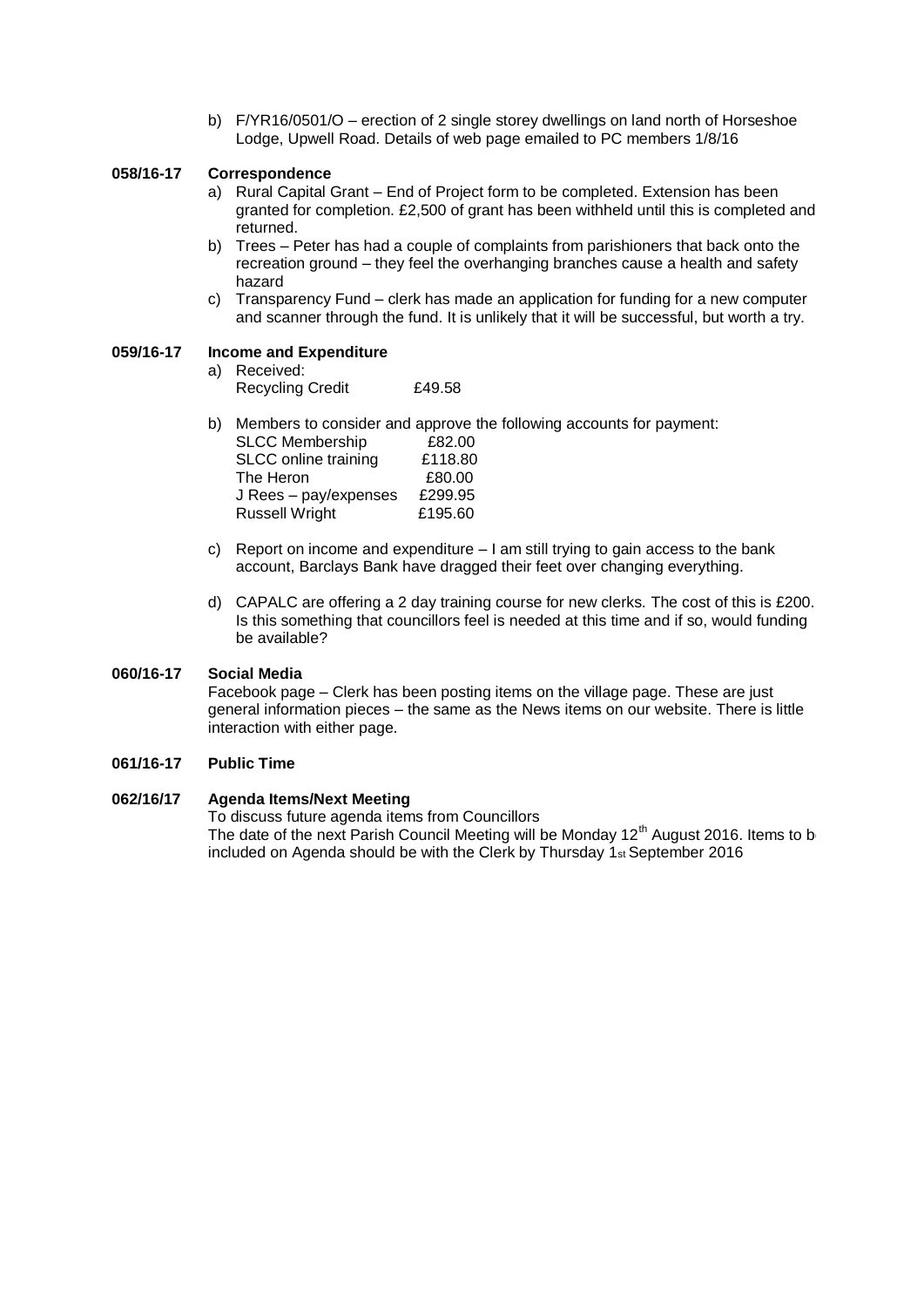b) F/YR16/0501/O – erection of 2 single storey dwellings on land north of Horseshoe Lodge, Upwell Road. Details of web page emailed to PC members 1/8/16

**058/16-17 Correspondence**

a) Rural Capital Grant – End of Project form to be completed. Extension has been granted for completion. £2,500 of grant has been withheld until this is completed and returned.
b) Trees – Peter has had a couple of complaints from parishioners that back onto the recreation ground – they feel the overhanging branches cause a health and safety hazard
c) Transparency Fund – clerk has made an application for funding for a new computer and scanner through the fund. It is unlikely that it will be successful, but worth a try.

**059/16-17 Income and Expenditure**

a) Received:

| | |
|---|---|
| Recycling Credit | £49.58 |

b) Members to consider and approve the following accounts for payment:

| | |
|---|---|
| SLCC Membership | £82.00 |
| SLCC online training | £118.80 |
| The Heron | £80.00 |
| J Rees – pay/expenses | £299.95 |
| Russell Wright | £195.60 |

c) Report on income and expenditure – I am still trying to gain access to the bank account, Barclays Bank have dragged their feet over changing everything.

d) CAPALC are offering a 2 day training course for new clerks. The cost of this is £200. Is this something that councillors feel is needed at this time and if so, would funding be available?

**060/16-17 Social Media**

Facebook page – Clerk has been posting items on the village page. These are just general information pieces – the same as the News items on our website. There is little interaction with either page.

**061/16-17 Public Time**

**062/16/17 Agenda Items/Next Meeting**

To discuss future agenda items from Councillors
The date of the next Parish Council Meeting will be Monday 12th August 2016. Items to be included on Agenda should be with the Clerk by Thursday 1st September 2016